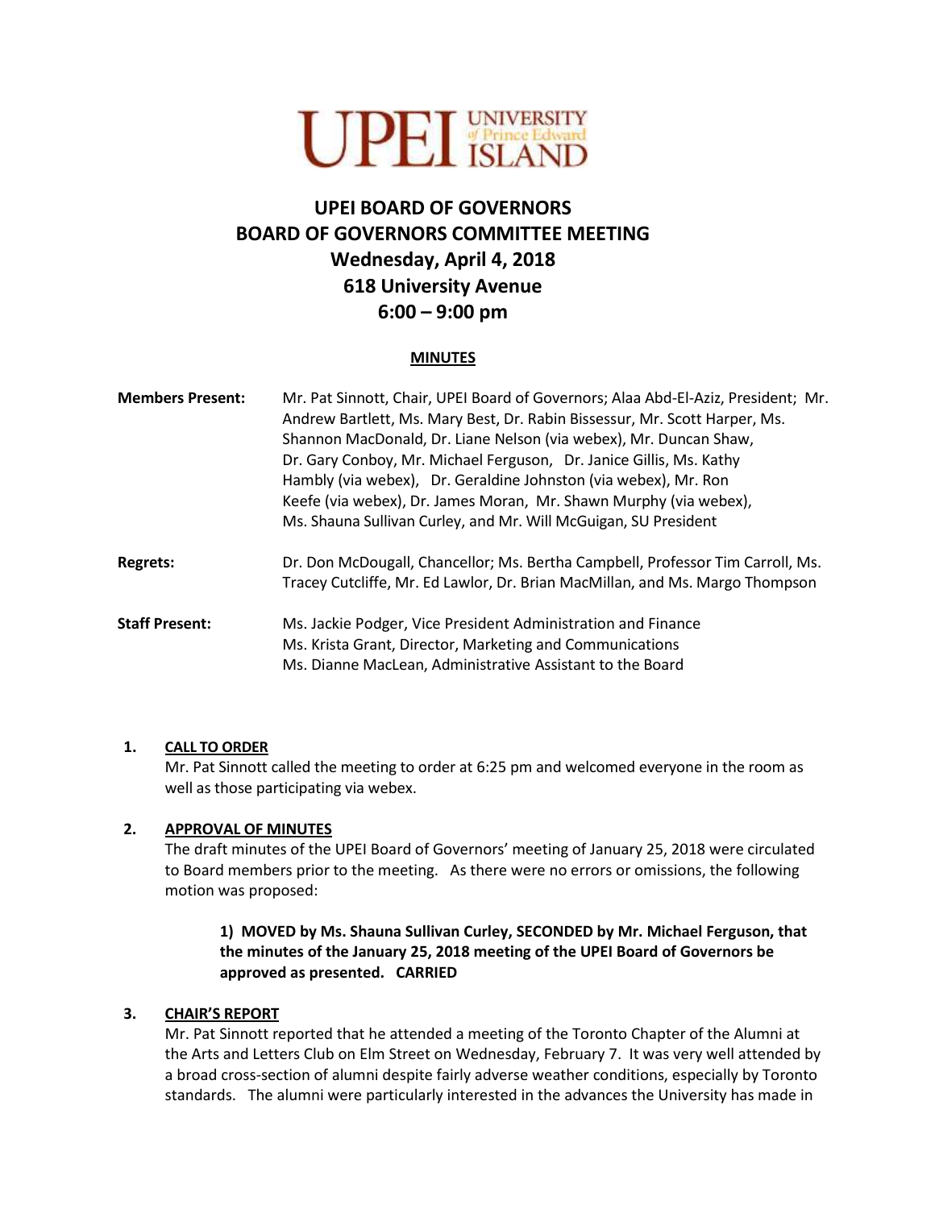# UPEI BOARD OF GOVERNORS
# BOARD OF GOVERNORS COMMITTEE MEETING
## Wednesday, April 4, 2018
## 618 University Avenue
## 6:00 – 9:00 pm

**MINUTES**

| | |
|---|---|
| **Members Present:** | Mr. Pat Sinnott, Chair, UPEI Board of Governors; Alaa Abd-El-Aziz, President; Mr. Andrew Bartlett, Ms. Mary Best, Dr. Rabin Bissessur, Mr. Scott Harper, Ms. Shannon MacDonald, Dr. Liane Nelson (via webex), Mr. Duncan Shaw, Dr. Gary Conboy, Mr. Michael Ferguson, Dr. Janice Gillis, Ms. Kathy Hambly (via webex), Dr. Geraldine Johnston (via webex), Mr. Ron Keefe (via webex), Dr. James Moran, Mr. Shawn Murphy (via webex), Ms. Shauna Sullivan Curley, and Mr. Will McGuigan, SU President |
| **Regrets:** | Dr. Don McDougall, Chancellor; Ms. Bertha Campbell, Professor Tim Carroll, Ms. Tracey Cutcliffe, Mr. Ed Lawlor, Dr. Brian MacMillan, and Ms. Margo Thompson |
| **Staff Present:** | Ms. Jackie Podger, Vice President Administration and Finance<br>Ms. Krista Grant, Director, Marketing and Communications<br>Ms. Dianne MacLean, Administrative Assistant to the Board |

**1. CALL TO ORDER**

Mr. Pat Sinnott called the meeting to order at 6:25 pm and welcomed everyone in the room as well as those participating via webex.

**2. APPROVAL OF MINUTES**

The draft minutes of the UPEI Board of Governors' meeting of January 25, 2018 were circulated to Board members prior to the meeting. As there were no errors or omissions, the following motion was proposed:

> **1) MOVED by Ms. Shauna Sullivan Curley, SECONDED by Mr. Michael Ferguson, that the minutes of the January 25, 2018 meeting of the UPEI Board of Governors be approved as presented. CARRIED**

**3. CHAIR'S REPORT**

Mr. Pat Sinnott reported that he attended a meeting of the Toronto Chapter of the Alumni at the Arts and Letters Club on Elm Street on Wednesday, February 7. It was very well attended by a broad cross-section of alumni despite fairly adverse weather conditions, especially by Toronto standards. The alumni were particularly interested in the advances the University has made in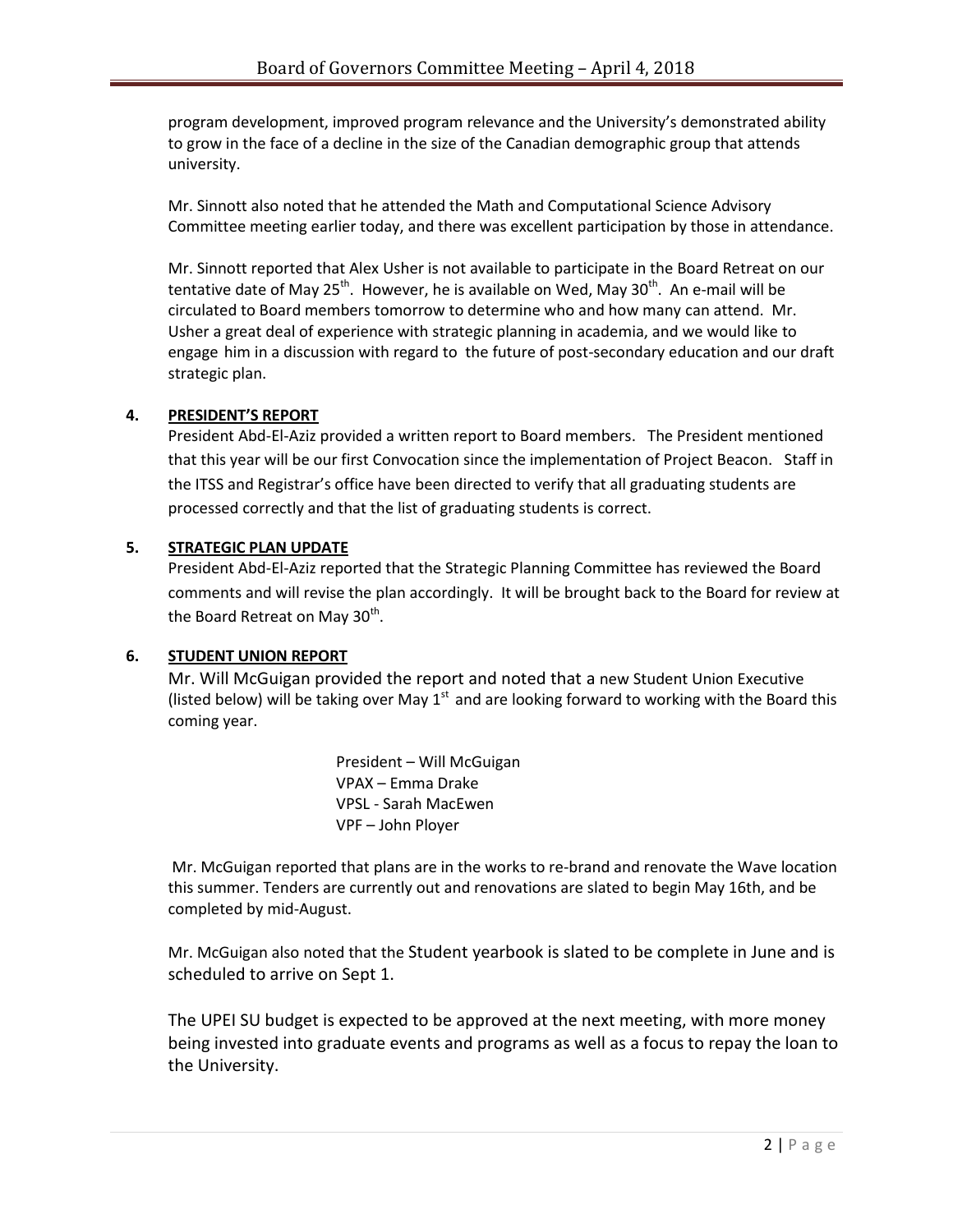program development, improved program relevance and the University's demonstrated ability to grow in the face of a decline in the size of the Canadian demographic group that attends university.

Mr. Sinnott also noted that he attended the Math and Computational Science Advisory Committee meeting earlier today, and there was excellent participation by those in attendance.

Mr. Sinnott reported that Alex Usher is not available to participate in the Board Retreat on our tentative date of May 25th. However, he is available on Wed, May 30th. An e-mail will be circulated to Board members tomorrow to determine who and how many can attend. Mr. Usher a great deal of experience with strategic planning in academia, and we would like to engage him in a discussion with regard to the future of post-secondary education and our draft strategic plan.

**4. PRESIDENT'S REPORT**

President Abd-El-Aziz provided a written report to Board members. The President mentioned that this year will be our first Convocation since the implementation of Project Beacon. Staff in the ITSS and Registrar's office have been directed to verify that all graduating students are processed correctly and that the list of graduating students is correct.

**5. STRATEGIC PLAN UPDATE**

President Abd-El-Aziz reported that the Strategic Planning Committee has reviewed the Board comments and will revise the plan accordingly. It will be brought back to the Board for review at the Board Retreat on May 30th.

**6. STUDENT UNION REPORT**

Mr. Will McGuigan provided the report and noted that a new Student Union Executive (listed below) will be taking over May 1st and are looking forward to working with the Board this coming year.

President – Will McGuigan
VPAX – Emma Drake
VPSL - Sarah MacEwen
VPF – John Ployer

Mr. McGuigan reported that plans are in the works to re-brand and renovate the Wave location this summer. Tenders are currently out and renovations are slated to begin May 16th, and be completed by mid-August.

Mr. McGuigan also noted that the Student yearbook is slated to be complete in June and is scheduled to arrive on Sept 1.

The UPEI SU budget is expected to be approved at the next meeting, with more money being invested into graduate events and programs as well as a focus to repay the loan to the University.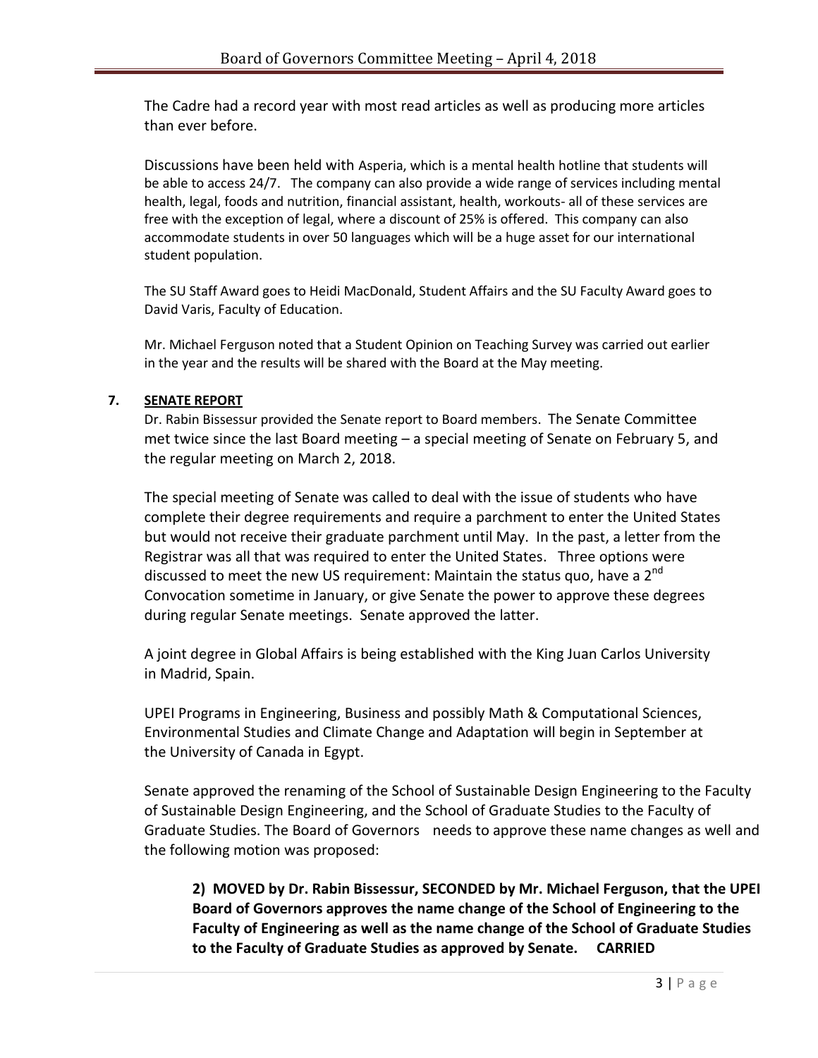The Cadre had a record year with most read articles as well as producing more articles than ever before.

Discussions have been held with Asperia, which is a mental health hotline that students will be able to access 24/7. The company can also provide a wide range of services including mental health, legal, foods and nutrition, financial assistant, health, workouts- all of these services are free with the exception of legal, where a discount of 25% is offered. This company can also accommodate students in over 50 languages which will be a huge asset for our international student population.

The SU Staff Award goes to Heidi MacDonald, Student Affairs and the SU Faculty Award goes to David Varis, Faculty of Education.

Mr. Michael Ferguson noted that a Student Opinion on Teaching Survey was carried out earlier in the year and the results will be shared with the Board at the May meeting.

## 7. SENATE REPORT

Dr. Rabin Bissessur provided the Senate report to Board members. The Senate Committee met twice since the last Board meeting – a special meeting of Senate on February 5, and the regular meeting on March 2, 2018.

The special meeting of Senate was called to deal with the issue of students who have complete their degree requirements and require a parchment to enter the United States but would not receive their graduate parchment until May. In the past, a letter from the Registrar was all that was required to enter the United States. Three options were discussed to meet the new US requirement: Maintain the status quo, have a 2nd Convocation sometime in January, or give Senate the power to approve these degrees during regular Senate meetings. Senate approved the latter.

A joint degree in Global Affairs is being established with the King Juan Carlos University in Madrid, Spain.

UPEI Programs in Engineering, Business and possibly Math & Computational Sciences, Environmental Studies and Climate Change and Adaptation will begin in September at the University of Canada in Egypt.

Senate approved the renaming of the School of Sustainable Design Engineering to the Faculty of Sustainable Design Engineering, and the School of Graduate Studies to the Faculty of Graduate Studies. The Board of Governors needs to approve these name changes as well and the following motion was proposed:

**2) MOVED by Dr. Rabin Bissessur, SECONDED by Mr. Michael Ferguson, that the UPEI Board of Governors approves the name change of the School of Engineering to the Faculty of Engineering as well as the name change of the School of Graduate Studies to the Faculty of Graduate Studies as approved by Senate. CARRIED**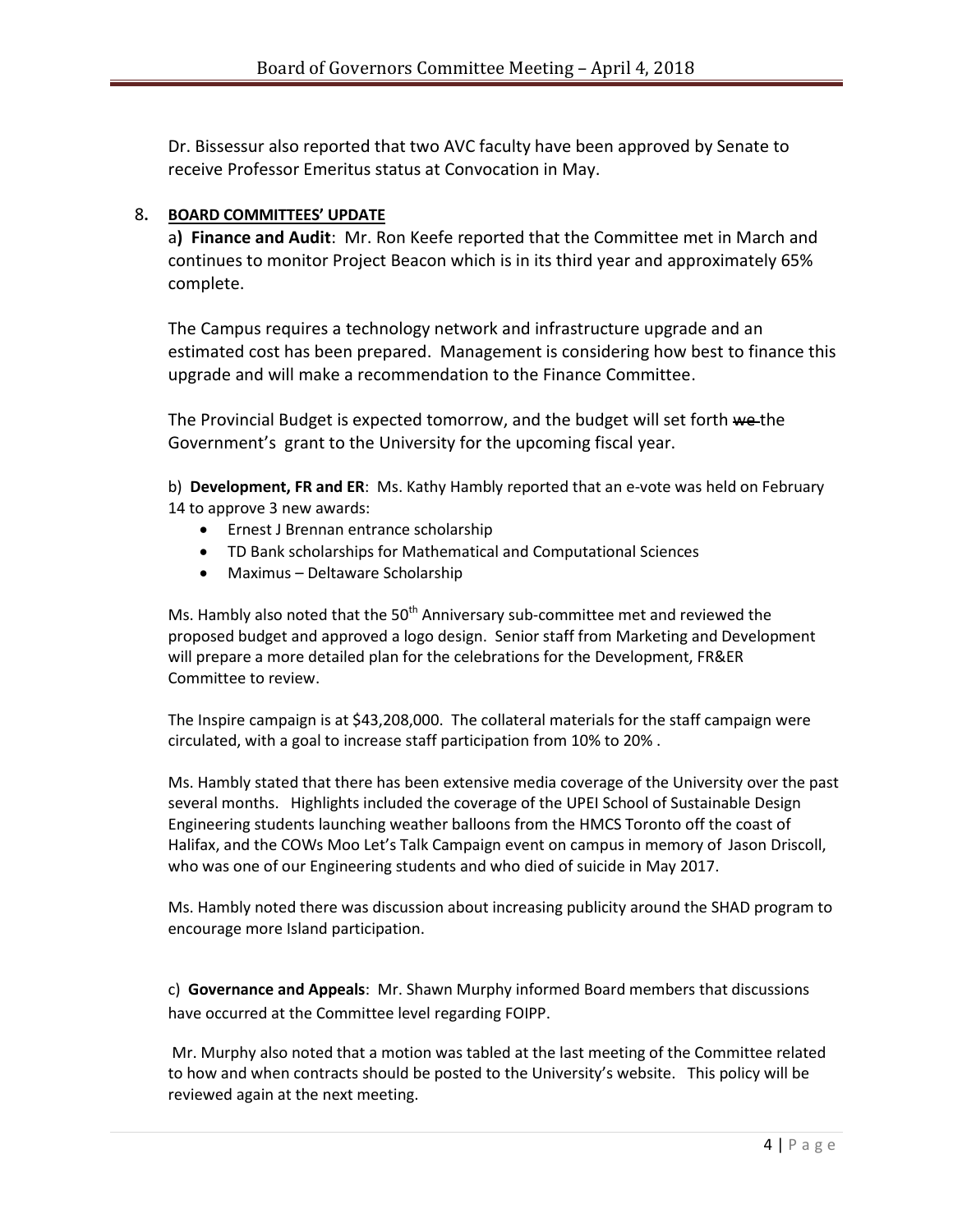Dr. Bissessur also reported that two AVC faculty have been approved by Senate to receive Professor Emeritus status at Convocation in May.

8. **BOARD COMMITTEES' UPDATE**

a**) Finance and Audit**: Mr. Ron Keefe reported that the Committee met in March and continues to monitor Project Beacon which is in its third year and approximately 65% complete.

The Campus requires a technology network and infrastructure upgrade and an estimated cost has been prepared. Management is considering how best to finance this upgrade and will make a recommendation to the Finance Committee.

The Provincial Budget is expected tomorrow, and the budget will set forth ~~we~~ the Government's grant to the University for the upcoming fiscal year.

b) **Development, FR and ER**: Ms. Kathy Hambly reported that an e-vote was held on February 14 to approve 3 new awards:

- Ernest J Brennan entrance scholarship
- TD Bank scholarships for Mathematical and Computational Sciences
- Maximus – Deltaware Scholarship

Ms. Hambly also noted that the 50th Anniversary sub-committee met and reviewed the proposed budget and approved a logo design. Senior staff from Marketing and Development will prepare a more detailed plan for the celebrations for the Development, FR&ER Committee to review.

The Inspire campaign is at $43,208,000. The collateral materials for the staff campaign were circulated, with a goal to increase staff participation from 10% to 20% .

Ms. Hambly stated that there has been extensive media coverage of the University over the past several months. Highlights included the coverage of the UPEI School of Sustainable Design Engineering students launching weather balloons from the HMCS Toronto off the coast of Halifax, and the COWs Moo Let's Talk Campaign event on campus in memory of Jason Driscoll, who was one of our Engineering students and who died of suicide in May 2017.

Ms. Hambly noted there was discussion about increasing publicity around the SHAD program to encourage more Island participation.

c) **Governance and Appeals**: Mr. Shawn Murphy informed Board members that discussions have occurred at the Committee level regarding FOIPP.

Mr. Murphy also noted that a motion was tabled at the last meeting of the Committee related to how and when contracts should be posted to the University's website. This policy will be reviewed again at the next meeting.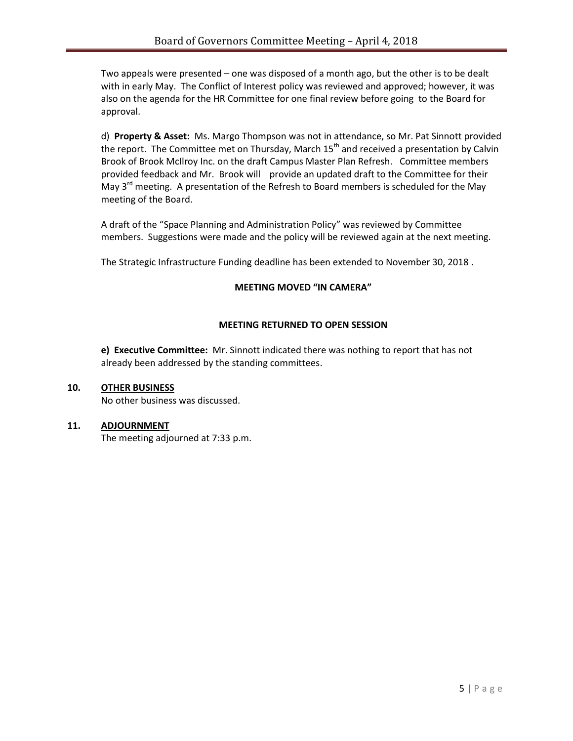Two appeals were presented – one was disposed of a month ago, but the other is to be dealt with in early May. The Conflict of Interest policy was reviewed and approved; however, it was also on the agenda for the HR Committee for one final review before going to the Board for approval.

d) **Property & Asset:** Ms. Margo Thompson was not in attendance, so Mr. Pat Sinnott provided the report. The Committee met on Thursday, March 15th and received a presentation by Calvin Brook of Brook McIlroy Inc. on the draft Campus Master Plan Refresh. Committee members provided feedback and Mr. Brook will provide an updated draft to the Committee for their May 3rd meeting. A presentation of the Refresh to Board members is scheduled for the May meeting of the Board.

A draft of the "Space Planning and Administration Policy" was reviewed by Committee members. Suggestions were made and the policy will be reviewed again at the next meeting.

The Strategic Infrastructure Funding deadline has been extended to November 30, 2018 .

**MEETING MOVED "IN CAMERA"**

**MEETING RETURNED TO OPEN SESSION**

**e) Executive Committee:** Mr. Sinnott indicated there was nothing to report that has not already been addressed by the standing committees.

## 10. OTHER BUSINESS

No other business was discussed.

## 11. ADJOURNMENT

The meeting adjourned at 7:33 p.m.